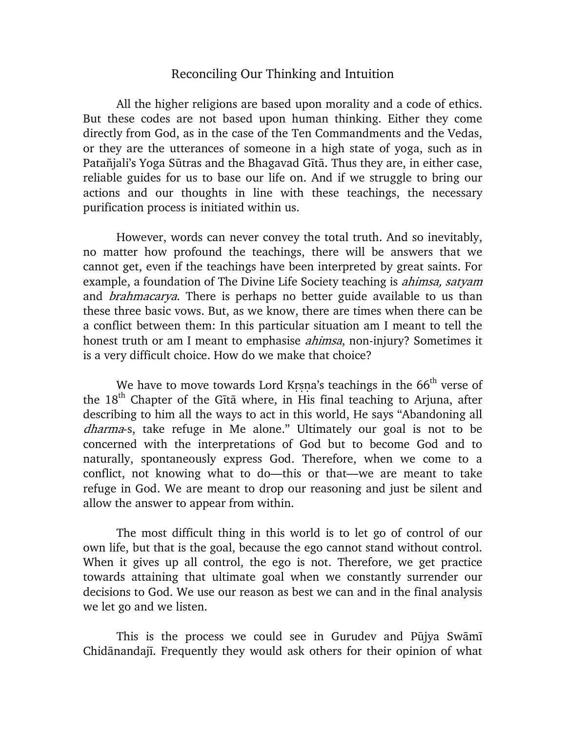# Reconciling Our Thinking and Intuition

All the higher religions are based upon morality and a code of ethics. But these codes are not based upon human thinking. Either they come directly from God, as in the case of the Ten Commandments and the Vedas, or they are the utterances of someone in a high state of yoga, such as in Patañjali's Yoga Sūtras and the Bhagavad Gītā. Thus they are, in either case, reliable guides for us to base our life on. And if we struggle to bring our actions and our thoughts in line with these teachings, the necessary purification process is initiated within us.

However, words can never convey the total truth. And so inevitably, no matter how profound the teachings, there will be answers that we cannot get, even if the teachings have been interpreted by great saints. For example, a foundation of The Divine Life Society teaching is *ahimsa, satyam* and *brahmacarya*. There is perhaps no better guide available to us than these three basic vows. But, as we know, there are times when there can be a conflict between them: In this particular situation am I meant to tell the honest truth or am I meant to emphasise *ahimsa*, non-injury? Sometimes it is a very difficult choice. How do we make that choice?

We have to move towards Lord Kṛṣṇa's teachings in the 66th verse of the 18th Chapter of the Gītā where, in His final teaching to Arjuna, after describing to him all the ways to act in this world, He says "Abandoning all *dharma*-s, take refuge in Me alone." Ultimately our goal is not to be concerned with the interpretations of God but to become God and to naturally, spontaneously express God. Therefore, when we come to a conflict, not knowing what to do—this or that—we are meant to take refuge in God. We are meant to drop our reasoning and just be silent and allow the answer to appear from within.

The most difficult thing in this world is to let go of control of our own life, but that is the goal, because the ego cannot stand without control. When it gives up all control, the ego is not. Therefore, we get practice towards attaining that ultimate goal when we constantly surrender our decisions to God. We use our reason as best we can and in the final analysis we let go and we listen.

This is the process we could see in Gurudev and Pūjya Swāmī Chidānandajī. Frequently they would ask others for their opinion of what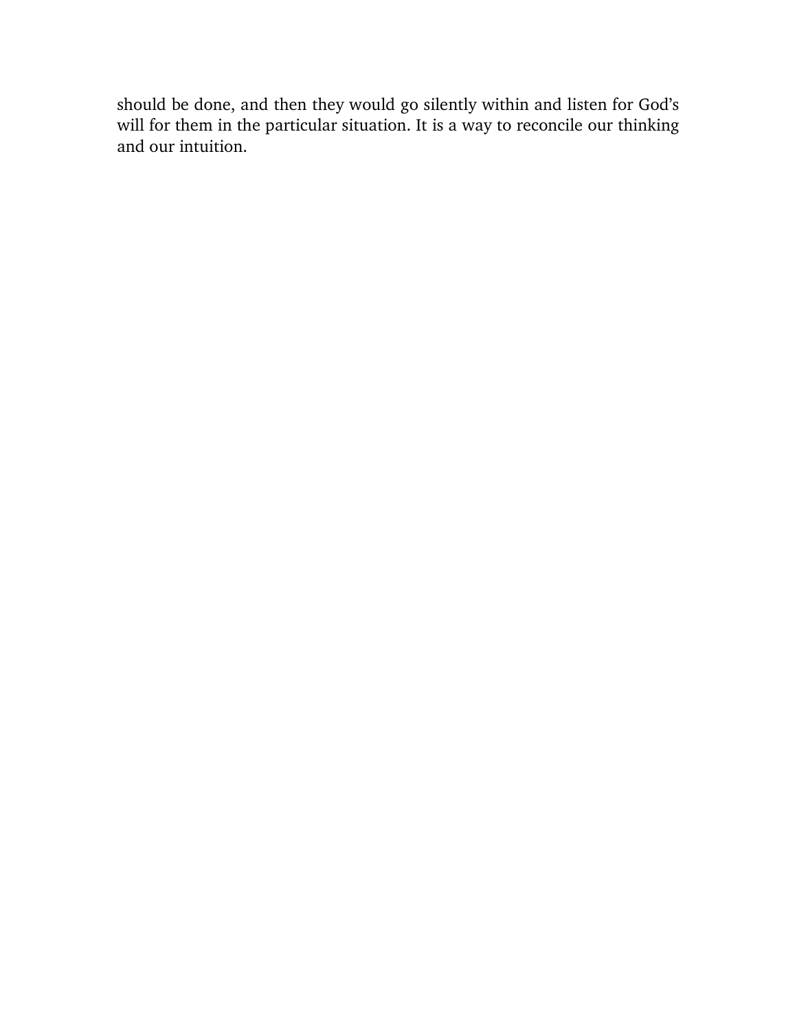should be done, and then they would go silently within and listen for God's will for them in the particular situation. It is a way to reconcile our thinking and our intuition.